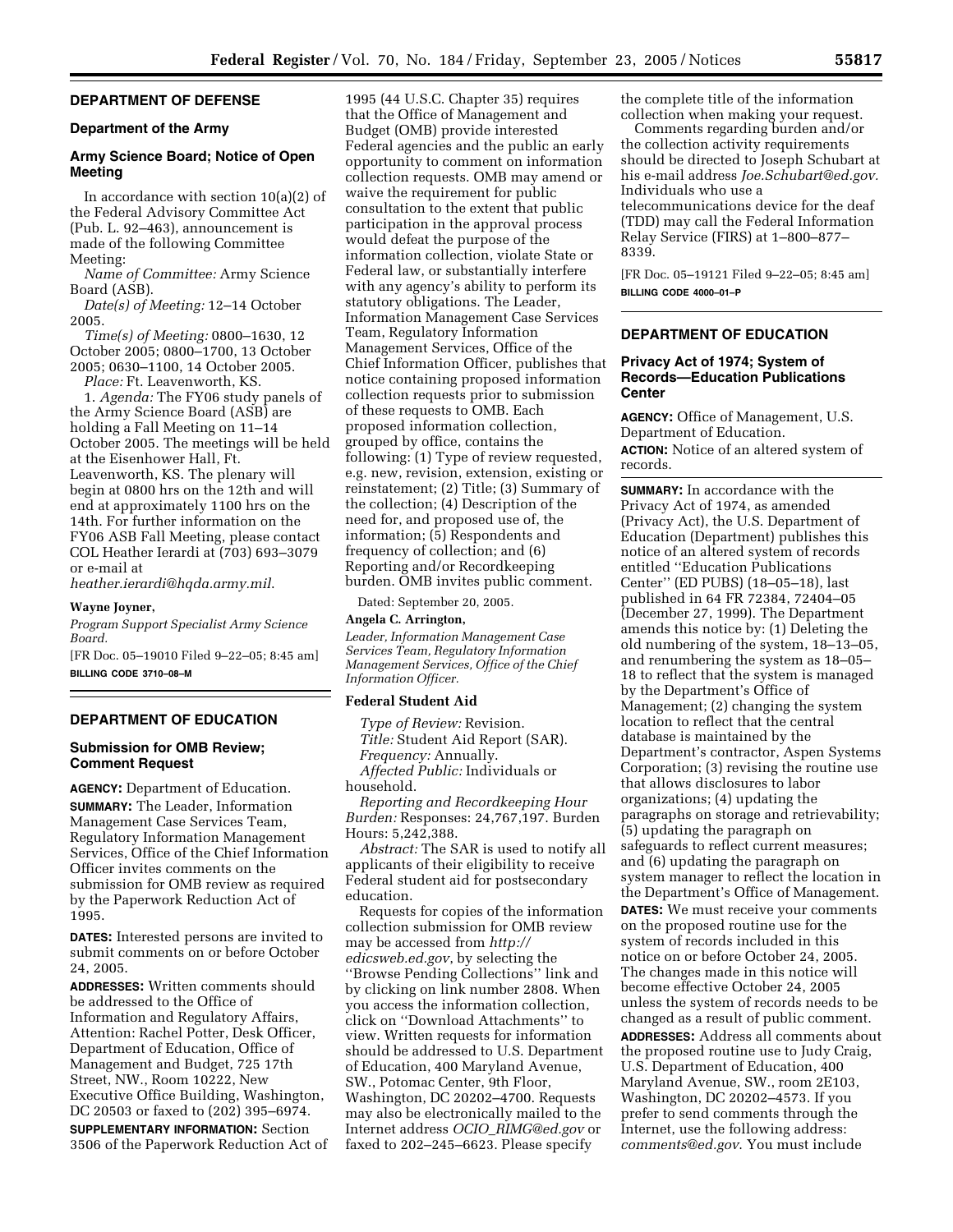## DEPARTMENT OF DEFENSE

### Department of the Army

### Army Science Board; Notice of Open Meeting

In accordance with section 10(a)(2) of the Federal Advisory Committee Act (Pub. L. 92–463), announcement is made of the following Committee Meeting:

*Name of Committee:* Army Science Board (ASB).

*Date(s) of Meeting:* 12–14 October 2005.

*Time(s) of Meeting:* 0800–1630, 12 October 2005; 0800–1700, 13 October 2005; 0630–1100, 14 October 2005.

*Place:* Ft. Leavenworth, KS.

1. *Agenda:* The FY06 study panels of the Army Science Board (ASB) are holding a Fall Meeting on 11–14 October 2005. The meetings will be held at the Eisenhower Hall, Ft. Leavenworth, KS. The plenary will begin at 0800 hrs on the 12th and will end at approximately 1100 hrs on the 14th. For further information on the FY06 ASB Fall Meeting, please contact COL Heather Ierardi at (703) 693–3079 or e-mail at *heather.ierardi@hqda.army.mil*.

**Wayne Joyner,**

*Program Support Specialist Army Science Board.*

[FR Doc. 05–19010 Filed 9–22–05; 8:45 am]

**BILLING CODE 3710–08–M**

## DEPARTMENT OF EDUCATION

### Submission for OMB Review; Comment Request

**AGENCY:** Department of Education.

**SUMMARY:** The Leader, Information Management Case Services Team, Regulatory Information Management Services, Office of the Chief Information Officer invites comments on the submission for OMB review as required by the Paperwork Reduction Act of 1995.

**DATES:** Interested persons are invited to submit comments on or before October 24, 2005.

**ADDRESSES:** Written comments should be addressed to the Office of Information and Regulatory Affairs, Attention: Rachel Potter, Desk Officer, Department of Education, Office of Management and Budget, 725 17th Street, NW., Room 10222, New Executive Office Building, Washington, DC 20503 or faxed to (202) 395–6974.

**SUPPLEMENTARY INFORMATION:** Section 3506 of the Paperwork Reduction Act of 1995 (44 U.S.C. Chapter 35) requires that the Office of Management and Budget (OMB) provide interested Federal agencies and the public an early opportunity to comment on information collection requests. OMB may amend or waive the requirement for public consultation to the extent that public participation in the approval process would defeat the purpose of the information collection, violate State or Federal law, or substantially interfere with any agency's ability to perform its statutory obligations. The Leader, Information Management Case Services Team, Regulatory Information Management Services, Office of the Chief Information Officer, publishes that notice containing proposed information collection requests prior to submission of these requests to OMB. Each proposed information collection, grouped by office, contains the following: (1) Type of review requested, e.g. new, revision, extension, existing or reinstatement; (2) Title; (3) Summary of the collection; (4) Description of the need for, and proposed use of, the information; (5) Respondents and frequency of collection; and (6) Reporting and/or Recordkeeping burden. OMB invites public comment.

Dated: September 20, 2005.

**Angela C. Arrington,**

*Leader, Information Management Case Services Team, Regulatory Information Management Services, Office of the Chief Information Officer.*

**Federal Student Aid**

*Type of Review:* Revision.

*Title:* Student Aid Report (SAR).

*Frequency:* Annually.

*Affected Public:* Individuals or household.

*Reporting and Recordkeeping Hour Burden:* Responses: 24,767,197. Burden Hours: 5,242,388.

*Abstract:* The SAR is used to notify all applicants of their eligibility to receive Federal student aid for postsecondary education.

Requests for copies of the information collection submission for OMB review may be accessed from *http://edicsweb.ed.gov*, by selecting the ''Browse Pending Collections'' link and by clicking on link number 2808. When you access the information collection, click on ''Download Attachments'' to view. Written requests for information should be addressed to U.S. Department of Education, 400 Maryland Avenue, SW., Potomac Center, 9th Floor, Washington, DC 20202–4700. Requests may also be electronically mailed to the Internet address *OCIO_RIMG@ed.gov* or faxed to 202–245–6623. Please specify the complete title of the information collection when making your request.

Comments regarding burden and/or the collection activity requirements should be directed to Joseph Schubart at his e-mail address *Joe.Schubart@ed.gov*. Individuals who use a telecommunications device for the deaf (TDD) may call the Federal Information Relay Service (FIRS) at 1–800–877–8339.

[FR Doc. 05–19121 Filed 9–22–05; 8:45 am]

**BILLING CODE 4000–01–P**

## DEPARTMENT OF EDUCATION

### Privacy Act of 1974; System of Records—Education Publications Center

**AGENCY:** Office of Management, U.S. Department of Education.

**ACTION:** Notice of an altered system of records.

**SUMMARY:** In accordance with the Privacy Act of 1974, as amended (Privacy Act), the U.S. Department of Education (Department) publishes this notice of an altered system of records entitled ''Education Publications Center'' (ED PUBS) (18–05–18), last published in 64 FR 72384, 72404–05 (December 27, 1999). The Department amends this notice by: (1) Deleting the old numbering of the system, 18–13–05, and renumbering the system as 18–05–18 to reflect that the system is managed by the Department's Office of Management; (2) changing the system location to reflect that the central database is maintained by the Department's contractor, Aspen Systems Corporation; (3) revising the routine use that allows disclosures to labor organizations; (4) updating the paragraphs on storage and retrievability; (5) updating the paragraph on safeguards to reflect current measures; and (6) updating the paragraph on system manager to reflect the location in the Department's Office of Management.

**DATES:** We must receive your comments on the proposed routine use for the system of records included in this notice on or before October 24, 2005. The changes made in this notice will become effective October 24, 2005 unless the system of records needs to be changed as a result of public comment.

**ADDRESSES:** Address all comments about the proposed routine use to Judy Craig, U.S. Department of Education, 400 Maryland Avenue, SW., room 2E103, Washington, DC 20202–4573. If you prefer to send comments through the Internet, use the following address: *comments@ed.gov*. You must include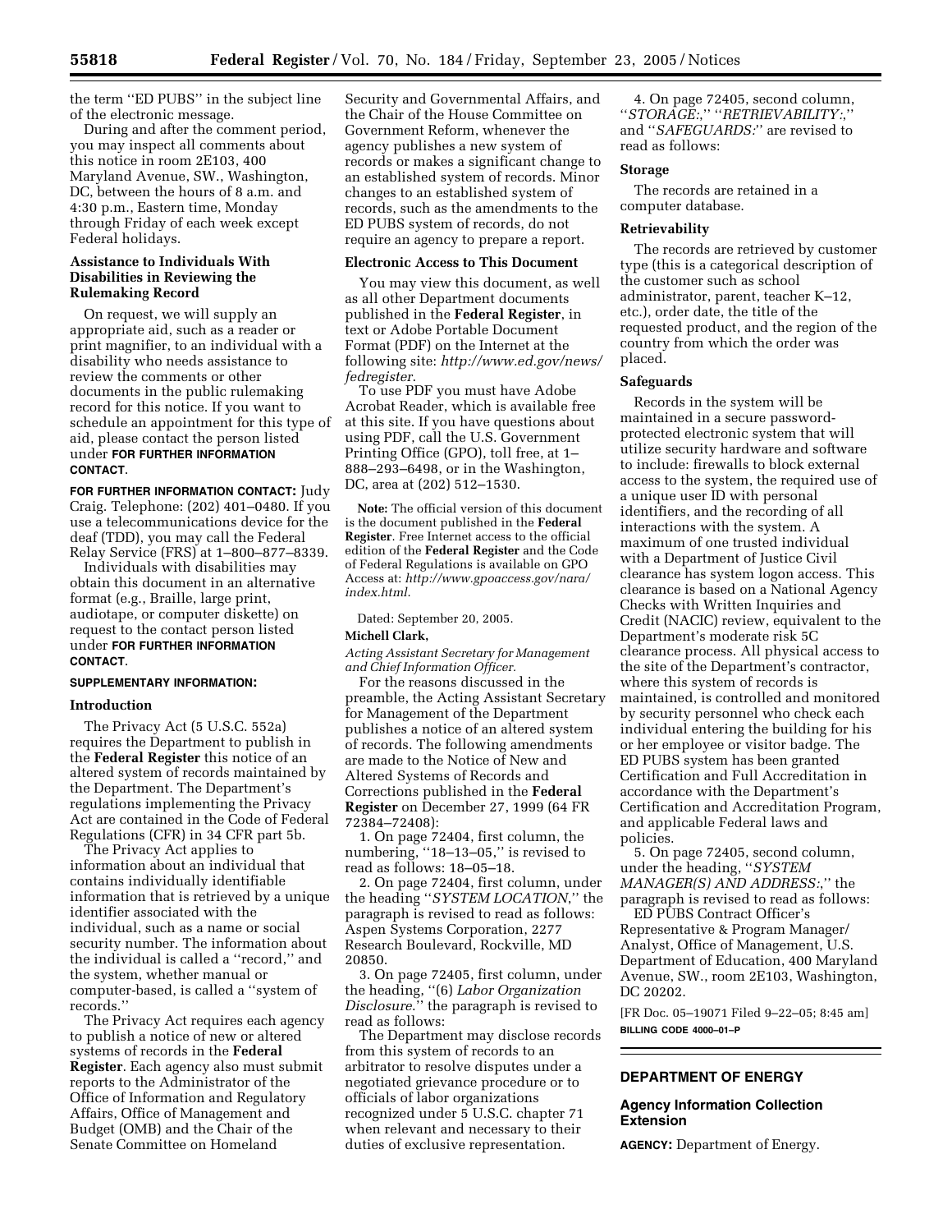the term ''ED PUBS'' in the subject line of the electronic message.

During and after the comment period, you may inspect all comments about this notice in room 2E103, 400 Maryland Avenue, SW., Washington, DC, between the hours of 8 a.m. and 4:30 p.m., Eastern time, Monday through Friday of each week except Federal holidays.

### Assistance to Individuals With Disabilities in Reviewing the Rulemaking Record

On request, we will supply an appropriate aid, such as a reader or print magnifier, to an individual with a disability who needs assistance to review the comments or other documents in the public rulemaking record for this notice. If you want to schedule an appointment for this type of aid, please contact the person listed under **FOR FURTHER INFORMATION CONTACT**.

**FOR FURTHER INFORMATION CONTACT:** Judy Craig. Telephone: (202) 401–0480. If you use a telecommunications device for the deaf (TDD), you may call the Federal Relay Service (FRS) at 1–800–877–8339.

Individuals with disabilities may obtain this document in an alternative format (e.g., Braille, large print, audiotape, or computer diskette) on request to the contact person listed under **FOR FURTHER INFORMATION CONTACT**.

**SUPPLEMENTARY INFORMATION:**

### Introduction

The Privacy Act (5 U.S.C. 552a) requires the Department to publish in the **Federal Register** this notice of an altered system of records maintained by the Department. The Department's regulations implementing the Privacy Act are contained in the Code of Federal Regulations (CFR) in 34 CFR part 5b.

The Privacy Act applies to information about an individual that contains individually identifiable information that is retrieved by a unique identifier associated with the individual, such as a name or social security number. The information about the individual is called a ''record,'' and the system, whether manual or computer-based, is called a ''system of records.''

The Privacy Act requires each agency to publish a notice of new or altered systems of records in the **Federal Register**. Each agency also must submit reports to the Administrator of the Office of Information and Regulatory Affairs, Office of Management and Budget (OMB) and the Chair of the Senate Committee on Homeland Security and Governmental Affairs, and the Chair of the House Committee on Government Reform, whenever the agency publishes a new system of records or makes a significant change to an established system of records. Minor changes to an established system of records, such as the amendments to the ED PUBS system of records, do not require an agency to prepare a report.

### Electronic Access to This Document

You may view this document, as well as all other Department documents published in the **Federal Register**, in text or Adobe Portable Document Format (PDF) on the Internet at the following site: *http://www.ed.gov/news/fedregister*.

To use PDF you must have Adobe Acrobat Reader, which is available free at this site. If you have questions about using PDF, call the U.S. Government Printing Office (GPO), toll free, at 1–888–293–6498, or in the Washington, DC, area at (202) 512–1530.

**Note:** The official version of this document is the document published in the **Federal Register**. Free Internet access to the official edition of the **Federal Register** and the Code of Federal Regulations is available on GPO Access at: *http://www.gpoaccess.gov/nara/index.html*.

Dated: September 20, 2005.

**Michell Clark,**

*Acting Assistant Secretary for Management and Chief Information Officer.*

For the reasons discussed in the preamble, the Acting Assistant Secretary for Management of the Department publishes a notice of an altered system of records. The following amendments are made to the Notice of New and Altered Systems of Records and Corrections published in the **Federal Register** on December 27, 1999 (64 FR 72384–72408):

1. On page 72404, first column, the numbering, ''18–13–05,'' is revised to read as follows: 18–05–18.

2. On page 72404, first column, under the heading ''*SYSTEM LOCATION*,'' the paragraph is revised to read as follows: Aspen Systems Corporation, 2277 Research Boulevard, Rockville, MD 20850.

3. On page 72405, first column, under the heading, ''(6) *Labor Organization Disclosure*.'' the paragraph is revised to read as follows:

The Department may disclose records from this system of records to an arbitrator to resolve disputes under a negotiated grievance procedure or to officials of labor organizations recognized under 5 U.S.C. chapter 71 when relevant and necessary to their duties of exclusive representation.

4. On page 72405, second column, ''*STORAGE*:,'' ''*RETRIEVABILITY*:,'' and ''*SAFEGUARDS*:'' are revised to read as follows:

#### Storage

The records are retained in a computer database.

#### Retrievability

The records are retrieved by customer type (this is a categorical description of the customer such as school administrator, parent, teacher K–12, etc.), order date, the title of the requested product, and the region of the country from which the order was placed.

#### Safeguards

Records in the system will be maintained in a secure password-protected electronic system that will utilize security hardware and software to include: firewalls to block external access to the system, the required use of a unique user ID with personal identifiers, and the recording of all interactions with the system. A maximum of one trusted individual with a Department of Justice Civil clearance has system logon access. This clearance is based on a National Agency Checks with Written Inquiries and Credit (NACIC) review, equivalent to the Department's moderate risk 5C clearance process. All physical access to the site of the Department's contractor, where this system of records is maintained, is controlled and monitored by security personnel who check each individual entering the building for his or her employee or visitor badge. The ED PUBS system has been granted Certification and Full Accreditation in accordance with the Department's Certification and Accreditation Program, and applicable Federal laws and policies.

5. On page 72405, second column, under the heading, ''*SYSTEM MANAGER(S) AND ADDRESS*:,'' the paragraph is revised to read as follows:

ED PUBS Contract Officer's Representative & Program Manager/Analyst, Office of Management, U.S. Department of Education, 400 Maryland Avenue, SW., room 2E103, Washington, DC 20202.

[FR Doc. 05–19071 Filed 9–22–05; 8:45 am]

**BILLING CODE 4000–01–P**

## DEPARTMENT OF ENERGY

### Agency Information Collection Extension

**AGENCY:** Department of Energy.